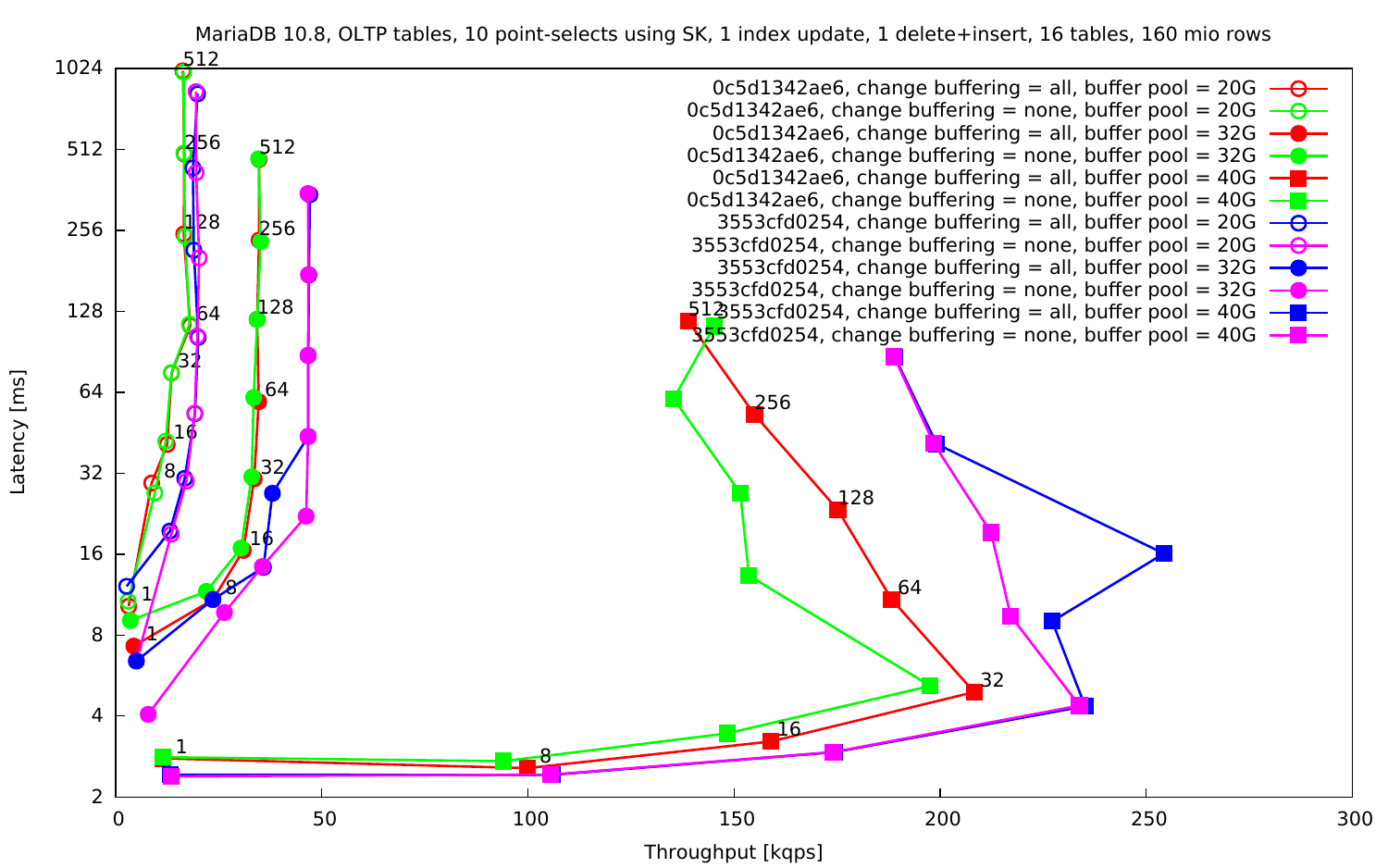MariaDB 10.8, OLTP tables, 10 point-selects using SK, 1 index update, 1 delete+insert, 16 tables, 160 mio rows

- 0c5d1342ae6, change buffering = all, buffer pool = 20G
- 0c5d1342ae6, change buffering = none, buffer pool = 20G
- 0c5d1342ae6, change buffering = all, buffer pool = 32G
- 0c5d1342ae6, change buffering = none, buffer pool = 32G
- 0c5d1342ae6, change buffering = all, buffer pool = 40G
- 0c5d1342ae6, change buffering = none, buffer pool = 40G
- 3553cfd0254, change buffering = all, buffer pool = 20G
- 3553cfd0254, change buffering = none, buffer pool = 20G
- 3553cfd0254, change buffering = all, buffer pool = 32G
- 3553cfd0254, change buffering = none, buffer pool = 32G
- 3553cfd0254, change buffering = all, buffer pool = 40G
- 3553cfd0254, change buffering = none, buffer pool = 40G

Latency [ms]

Throughput [kqps]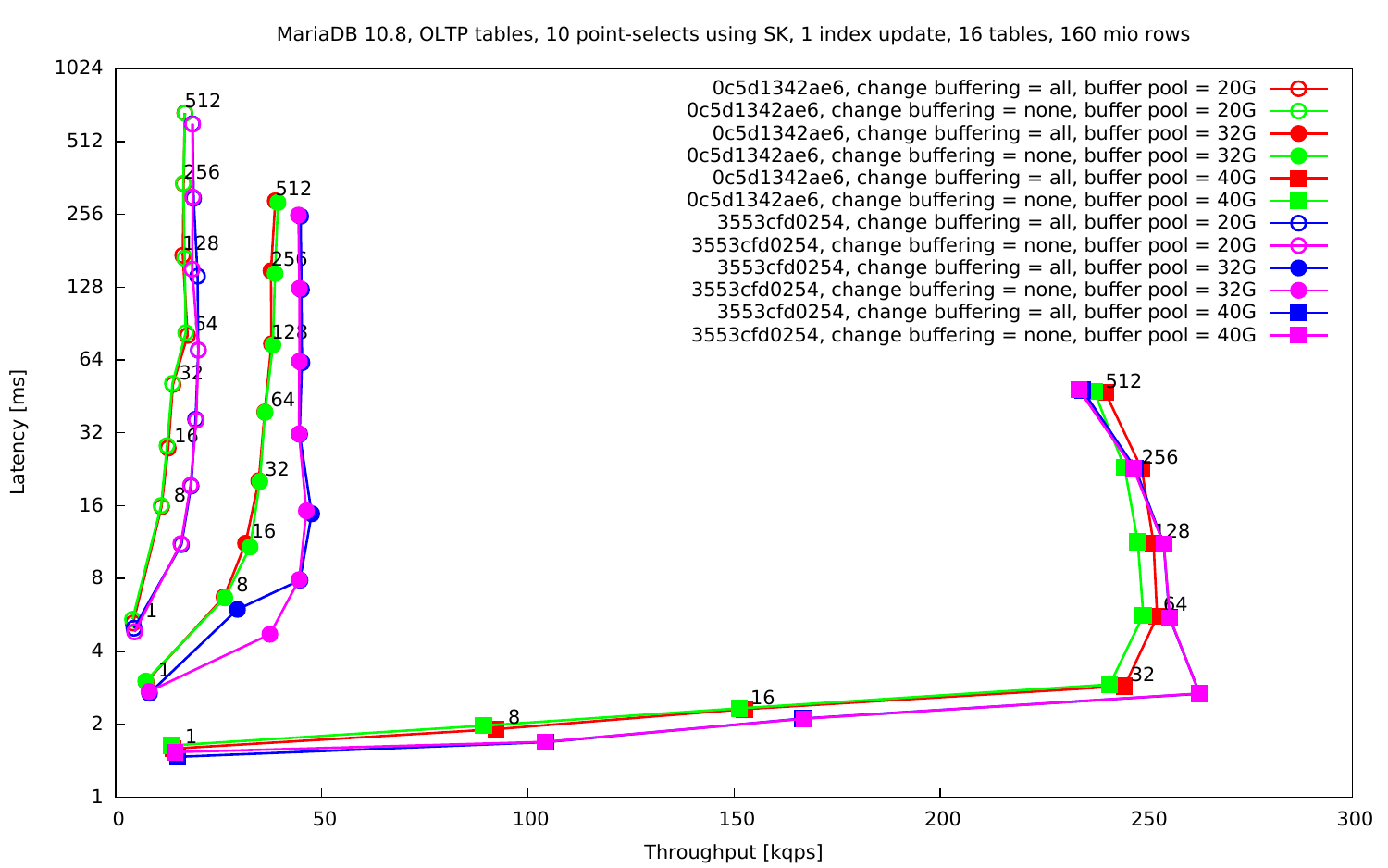MariaDB 10.8, OLTP tables, 10 point-selects using SK, 1 index update, 16 tables, 160 mio rows

- 0c5d1342ae6, change buffering = all, buffer pool = 20G
- 0c5d1342ae6, change buffering = none, buffer pool = 20G
- 0c5d1342ae6, change buffering = all, buffer pool = 32G
- 0c5d1342ae6, change buffering = none, buffer pool = 32G
- 0c5d1342ae6, change buffering = all, buffer pool = 40G
- 0c5d1342ae6, change buffering = none, buffer pool = 40G
- 3553cfd0254, change buffering = all, buffer pool = 20G
- 3553cfd0254, change buffering = none, buffer pool = 20G
- 3553cfd0254, change buffering = all, buffer pool = 32G
- 3553cfd0254, change buffering = none, buffer pool = 32G
- 3553cfd0254, change buffering = all, buffer pool = 40G
- 3553cfd0254, change buffering = none, buffer pool = 40G

Latency [ms]

Throughput [kqps]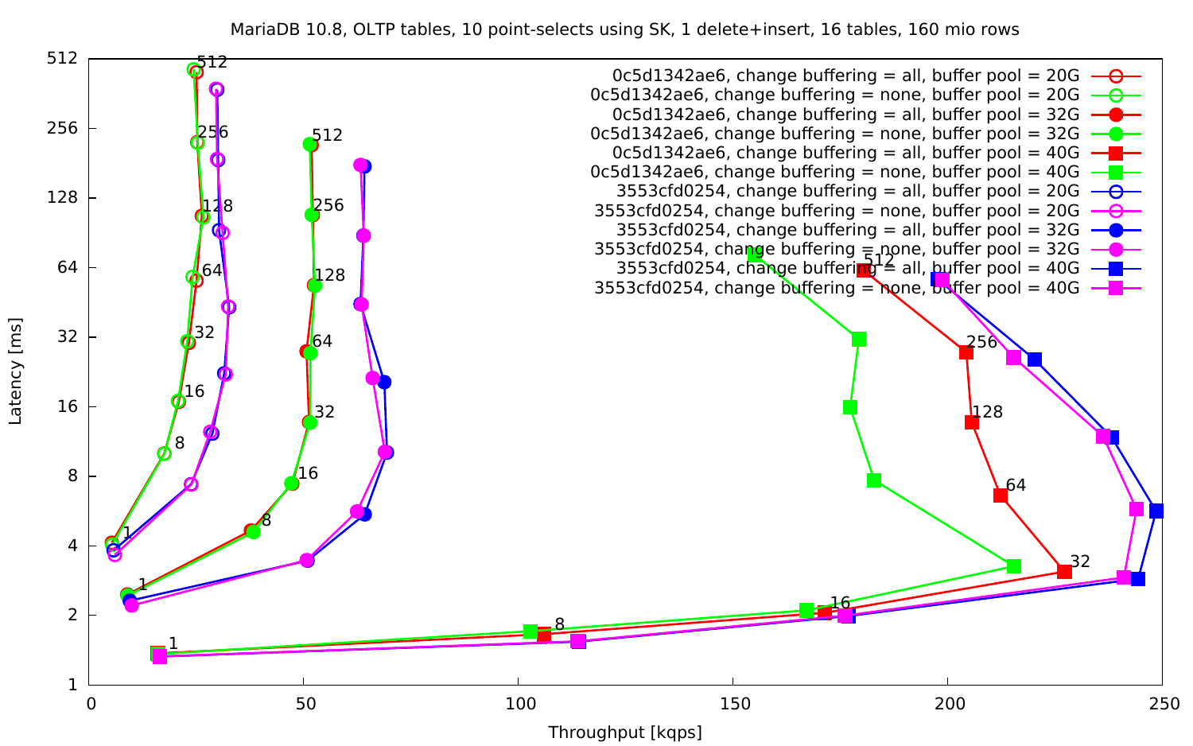MariaDB 10.8, OLTP tables, 10 point-selects using SK, 1 delete+insert, 16 tables, 160 mio rows

Latency [ms]

Throughput [kqps]

0c5d1342ae6, change buffering = all, buffer pool = 20G
0c5d1342ae6, change buffering = none, buffer pool = 20G
0c5d1342ae6, change buffering = all, buffer pool = 32G
0c5d1342ae6, change buffering = none, buffer pool = 32G
0c5d1342ae6, change buffering = all, buffer pool = 40G
0c5d1342ae6, change buffering = none, buffer pool = 40G
3553cfd0254, change buffering = all, buffer pool = 20G
3553cfd0254, change buffering = none, buffer pool = 20G
3553cfd0254, change buffering = all, buffer pool = 32G
3553cfd0254, change buffering = none, buffer pool = 32G
3553cfd0254, change buffering = all, buffer pool = 40G
3553cfd0254, change buffering = none, buffer pool = 40G

1
2
4
8
16
32
64
128
256
512

0
50
100
150
200
250

1
8
16
32
64
128
256
512